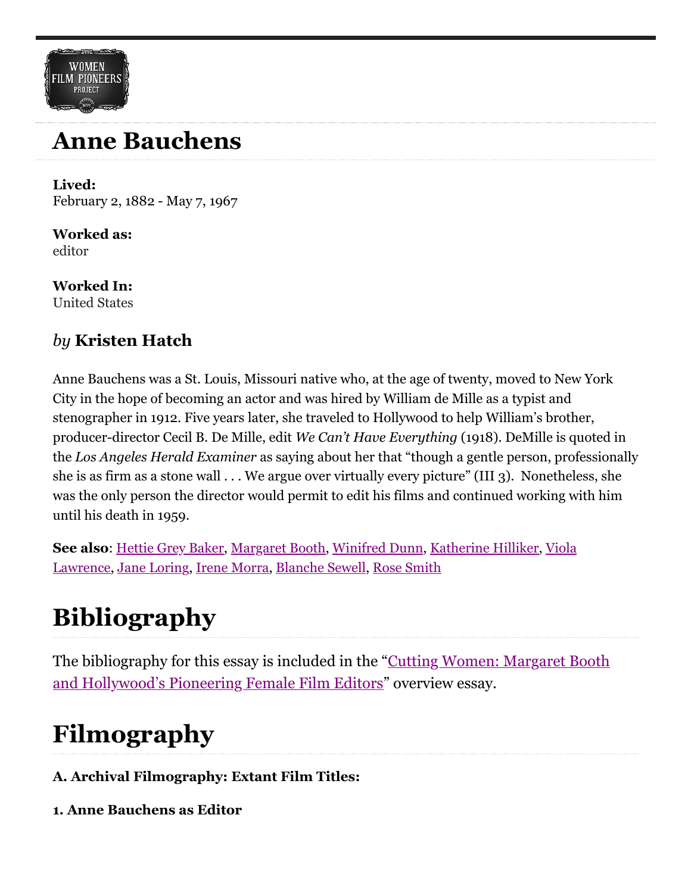# Anne Bauchens

**Lived:**
February 2, 1882 - May 7, 1967

**Worked as:**
editor

**Worked In:**
United States

### *by* Kristen Hatch

Anne Bauchens was a St. Louis, Missouri native who, at the age of twenty, moved to New York City in the hope of becoming an actor and was hired by William de Mille as a typist and stenographer in 1912. Five years later, she traveled to Hollywood to help William's brother, producer-director Cecil B. De Mille, edit *We Can't Have Everything* (1918). DeMille is quoted in the *Los Angeles Herald Examiner* as saying about her that "though a gentle person, professionally she is as firm as a stone wall . . . We argue over virtually every picture" (III 3). Nonetheless, she was the only person the director would permit to edit his films and continued working with him until his death in 1959.

**See also**: Hettie Grey Baker, Margaret Booth, Winifred Dunn, Katherine Hilliker, Viola Lawrence, Jane Loring, Irene Morra, Blanche Sewell, Rose Smith

# Bibliography

The bibliography for this essay is included in the "Cutting Women: Margaret Booth and Hollywood's Pioneering Female Film Editors" overview essay.

# Filmography

**A. Archival Filmography: Extant Film Titles:**

**1. Anne Bauchens as Editor**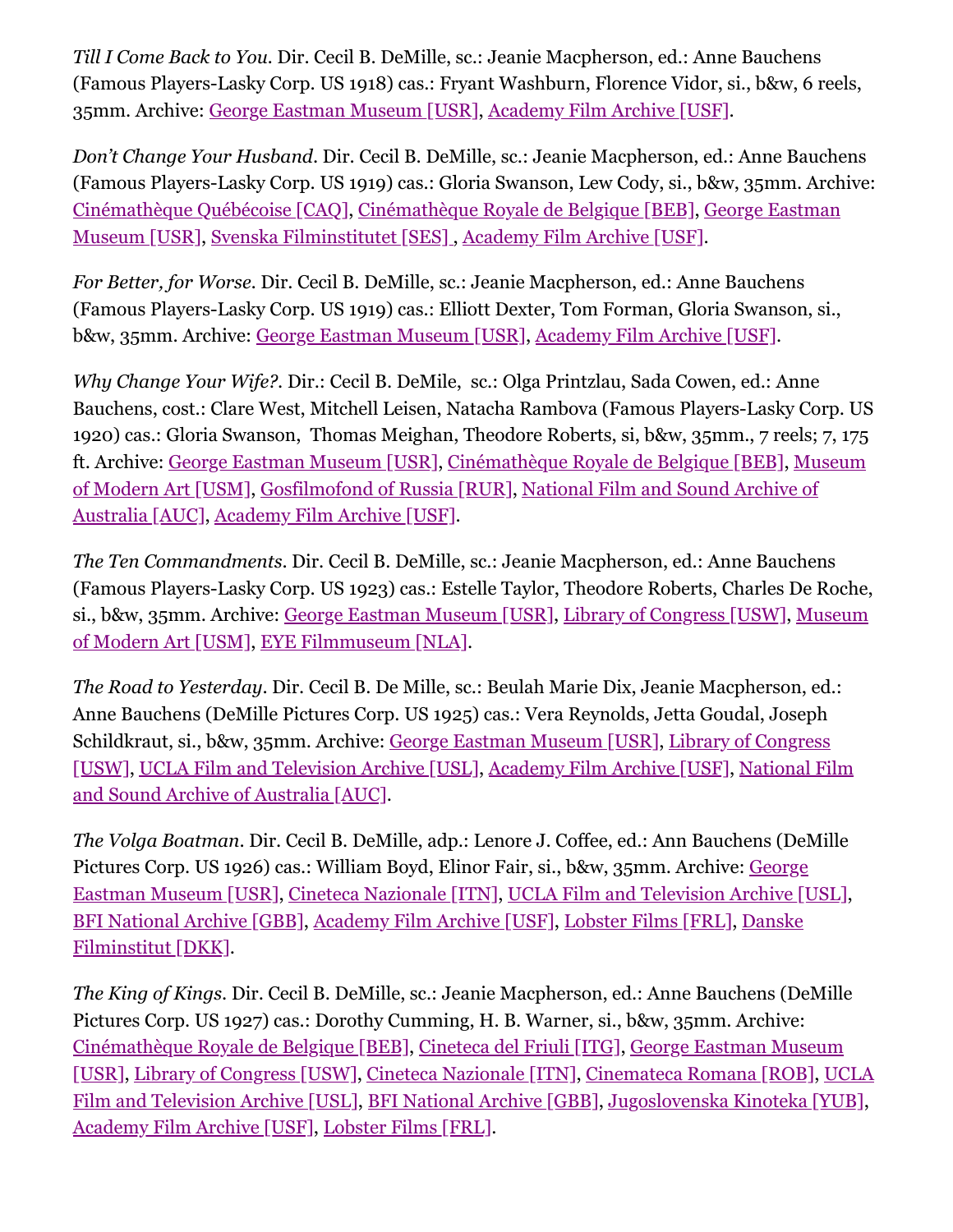*Till I Come Back to You*. Dir. Cecil B. DeMille, sc.: Jeanie Macpherson, ed.: Anne Bauchens (Famous Players-Lasky Corp. US 1918) cas.: Fryant Washburn, Florence Vidor, si., b&w, 6 reels, 35mm. Archive: [George Eastman Museum [USR]], [Academy Film Archive [USF]].

*Don't Change Your Husband*. Dir. Cecil B. DeMille, sc.: Jeanie Macpherson, ed.: Anne Bauchens (Famous Players-Lasky Corp. US 1919) cas.: Gloria Swanson, Lew Cody, si., b&w, 35mm. Archive: [Cinémathèque Québécoise [CAQ]], [Cinémathèque Royale de Belgique [BEB]], [George Eastman Museum [USR]], [Svenska Filminstitutet [SES]], [Academy Film Archive [USF]].

*For Better, for Worse*. Dir. Cecil B. DeMille, sc.: Jeanie Macpherson, ed.: Anne Bauchens (Famous Players-Lasky Corp. US 1919) cas.: Elliott Dexter, Tom Forman, Gloria Swanson, si., b&w, 35mm. Archive: [George Eastman Museum [USR]], [Academy Film Archive [USF]].

*Why Change Your Wife?*. Dir.: Cecil B. DeMile, sc.: Olga Printzlau, Sada Cowen, ed.: Anne Bauchens, cost.: Clare West, Mitchell Leisen, Natacha Rambova (Famous Players-Lasky Corp. US 1920) cas.: Gloria Swanson, Thomas Meighan, Theodore Roberts, si, b&w, 35mm., 7 reels; 7, 175 ft. Archive: [George Eastman Museum [USR]], [Cinémathèque Royale de Belgique [BEB]], [Museum of Modern Art [USM]], [Gosfilmofond of Russia [RUR]], [National Film and Sound Archive of Australia [AUC]], [Academy Film Archive [USF]].

*The Ten Commandments*. Dir. Cecil B. DeMille, sc.: Jeanie Macpherson, ed.: Anne Bauchens (Famous Players-Lasky Corp. US 1923) cas.: Estelle Taylor, Theodore Roberts, Charles De Roche, si., b&w, 35mm. Archive: [George Eastman Museum [USR]], [Library of Congress [USW]], [Museum of Modern Art [USM]], [EYE Filmmuseum [NLA]].

*The Road to Yesterday*. Dir. Cecil B. De Mille, sc.: Beulah Marie Dix, Jeanie Macpherson, ed.: Anne Bauchens (DeMille Pictures Corp. US 1925) cas.: Vera Reynolds, Jetta Goudal, Joseph Schildkraut, si., b&w, 35mm. Archive: [George Eastman Museum [USR]], [Library of Congress [USW]], [UCLA Film and Television Archive [USL]], [Academy Film Archive [USF]], [National Film and Sound Archive of Australia [AUC]].

*The Volga Boatman*. Dir. Cecil B. DeMille, adp.: Lenore J. Coffee, ed.: Ann Bauchens (DeMille Pictures Corp. US 1926) cas.: William Boyd, Elinor Fair, si., b&w, 35mm. Archive: [George Eastman Museum [USR]], [Cineteca Nazionale [ITN]], [UCLA Film and Television Archive [USL]], [BFI National Archive [GBB]], [Academy Film Archive [USF]], [Lobster Films [FRL]], [Danske Filminstitut [DKK]].

*The King of Kings*. Dir. Cecil B. DeMille, sc.: Jeanie Macpherson, ed.: Anne Bauchens (DeMille Pictures Corp. US 1927) cas.: Dorothy Cumming, H. B. Warner, si., b&w, 35mm. Archive: [Cinémathèque Royale de Belgique [BEB]], [Cineteca del Friuli [ITG]], [George Eastman Museum [USR]], [Library of Congress [USW]], [Cineteca Nazionale [ITN]], [Cinemateca Romana [ROB]], [UCLA Film and Television Archive [USL]], [BFI National Archive [GBB]], [Jugoslovenska Kinoteka [YUB]], [Academy Film Archive [USF]], [Lobster Films [FRL]].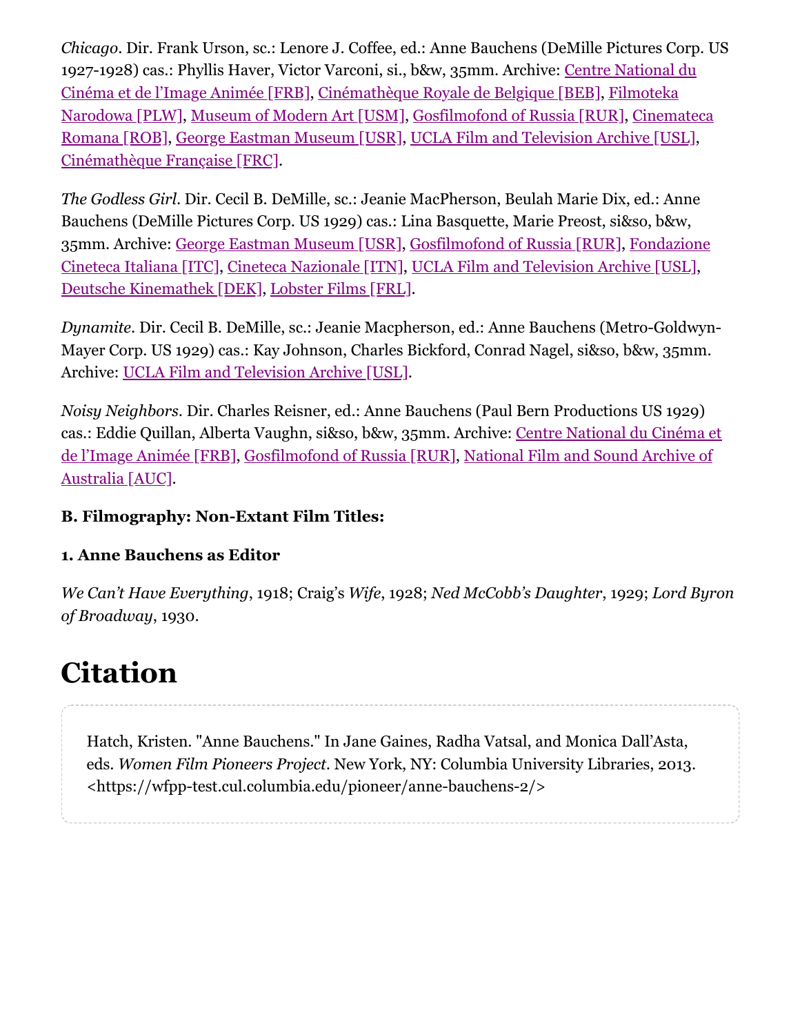*Chicago*. Dir. Frank Urson, sc.: Lenore J. Coffee, ed.: Anne Bauchens (DeMille Pictures Corp. US 1927-1928) cas.: Phyllis Haver, Victor Varconi, si., b&w, 35mm. Archive: Centre National du Cinéma et de l'Image Animée [FRB], Cinémathèque Royale de Belgique [BEB], Filmoteka Narodowa [PLW], Museum of Modern Art [USM], Gosfilmofond of Russia [RUR], Cinemateca Romana [ROB], George Eastman Museum [USR], UCLA Film and Television Archive [USL], Cinémathèque Française [FRC].

*The Godless Girl*. Dir. Cecil B. DeMille, sc.: Jeanie MacPherson, Beulah Marie Dix, ed.: Anne Bauchens (DeMille Pictures Corp. US 1929) cas.: Lina Basquette, Marie Preost, si&so, b&w, 35mm. Archive: George Eastman Museum [USR], Gosfilmofond of Russia [RUR], Fondazione Cineteca Italiana [ITC], Cineteca Nazionale [ITN], UCLA Film and Television Archive [USL], Deutsche Kinemathek [DEK], Lobster Films [FRL].

*Dynamite*. Dir. Cecil B. DeMille, sc.: Jeanie Macpherson, ed.: Anne Bauchens (Metro-Goldwyn-Mayer Corp. US 1929) cas.: Kay Johnson, Charles Bickford, Conrad Nagel, si&so, b&w, 35mm. Archive: UCLA Film and Television Archive [USL].

*Noisy Neighbors*. Dir. Charles Reisner, ed.: Anne Bauchens (Paul Bern Productions US 1929) cas.: Eddie Quillan, Alberta Vaughn, si&so, b&w, 35mm. Archive: Centre National du Cinéma et de l'Image Animée [FRB], Gosfilmofond of Russia [RUR], National Film and Sound Archive of Australia [AUC].

**B. Filmography: Non-Extant Film Titles:**

**1. Anne Bauchens as Editor**

*We Can't Have Everything*, 1918; Craig's *Wife*, 1928; *Ned McCobb's Daughter*, 1929; *Lord Byron of Broadway*, 1930.

# Citation

Hatch, Kristen. "Anne Bauchens." In Jane Gaines, Radha Vatsal, and Monica Dall'Asta, eds. *Women Film Pioneers Project*. New York, NY: Columbia University Libraries, 2013. <https://wfpp-test.cul.columbia.edu/pioneer/anne-bauchens-2/>